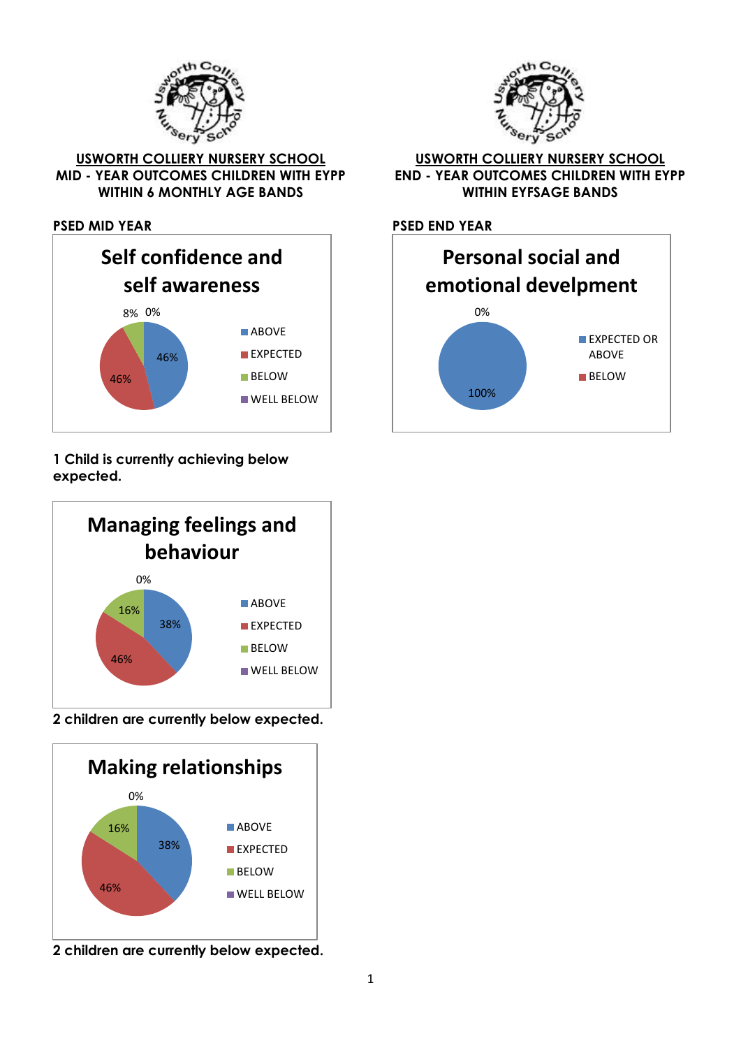**USWORTH COLLIERY NURSERY SCHOOL**
**MID - YEAR OUTCOMES CHILDREN WITH EYPP WITHIN 6 MONTHLY AGE BANDS**

**PSED MID YEAR**

Self confidence and self awareness

| Category | % |
|---|---|
| ABOVE | 46% |
| EXPECTED | 46% |
| BELOW | 8% |
| WELL BELOW | 0% |

**1 Child is currently achieving below expected.**

Managing feelings and behaviour

| Category | % |
|---|---|
| ABOVE | 38% |
| EXPECTED | 46% |
| BELOW | 16% |
| WELL BELOW | 0% |

**2 children are currently below expected.**

Making relationships

| Category | % |
|---|---|
| ABOVE | 38% |
| EXPECTED | 46% |
| BELOW | 16% |
| WELL BELOW | 0% |

**2 children are currently below expected.**

**USWORTH COLLIERY NURSERY SCHOOL**
**END - YEAR OUTCOMES CHILDREN WITH EYPP WITHIN EYFSAGE BANDS**

**PSED END YEAR**

Personal social and emotional develpment

| Category | % |
|---|---|
| EXPECTED OR ABOVE | 100% |
| BELOW | 0% |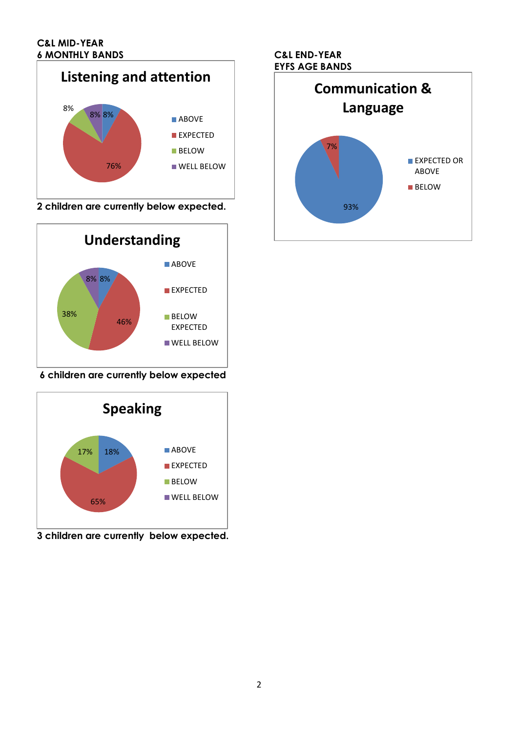**C&L MID-YEAR**
**6 MONTHLY BANDS**

**Listening and attention**

- ABOVE: 8%
- EXPECTED: 76%
- BELOW: 8%
- WELL BELOW: 8%

**2 children are currently below expected.**

**Understanding**

- ABOVE: 8%
- EXPECTED: 46%
- BELOW EXPECTED: 38%
- WELL BELOW: 8%

**6 children are currently below expected**

**Speaking**

- ABOVE: 18%
- EXPECTED: 65%
- BELOW: 17%
- WELL BELOW

**3 children are currently below expected.**

**C&L END-YEAR**
**EYFS AGE BANDS**

**Communication & Language**

- EXPECTED OR ABOVE: 93%
- BELOW: 7%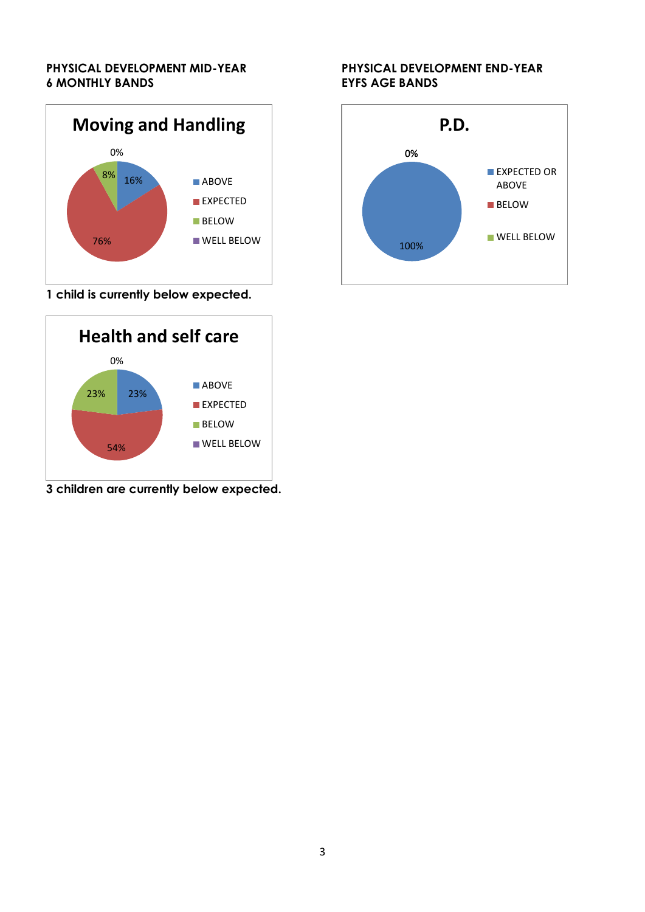## PHYSICAL DEVELOPMENT MID-YEAR 6 MONTHLY BANDS

**Moving and Handling**

| Band | Percentage |
|---|---|
| ABOVE | 16% |
| EXPECTED | 76% |
| BELOW | 8% |
| WELL BELOW | 0% |

**1 child is currently below expected.**

**Health and self care**

| Band | Percentage |
|---|---|
| ABOVE | 23% |
| EXPECTED | 54% |
| BELOW | 23% |
| WELL BELOW | 0% |

**3 children are currently below expected.**

## PHYSICAL DEVELOPMENT END-YEAR EYFS AGE BANDS

**P.D.**

| Band | Percentage |
|---|---|
| EXPECTED OR ABOVE | 100% |
| BELOW | |
| WELL BELOW | 0% |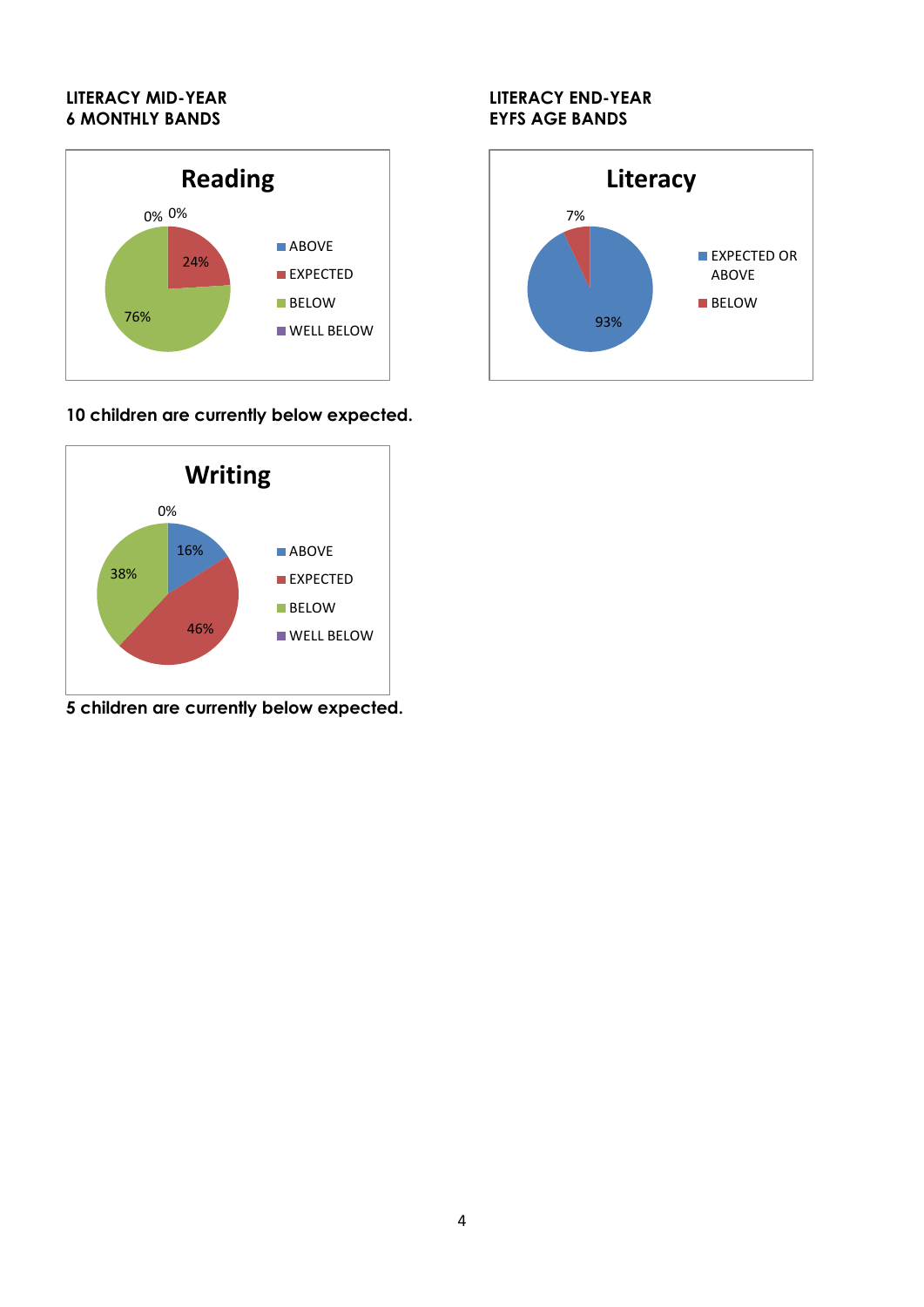**LITERACY MID-YEAR**
**6 MONTHLY BANDS**

**Reading**

| Band | Percentage |
| --- | --- |
| ABOVE | 0% |
| EXPECTED | 24% |
| BELOW | 76% |
| WELL BELOW | 0% |

**10 children are currently below expected.**

**Writing**

| Band | Percentage |
| --- | --- |
| ABOVE | 16% |
| EXPECTED | 46% |
| BELOW | 38% |
| WELL BELOW | 0% |

**5 children are currently below expected.**

**LITERACY END-YEAR**
**EYFS AGE BANDS**

**Literacy**

| Band | Percentage |
| --- | --- |
| EXPECTED OR ABOVE | 93% |
| BELOW | 7% |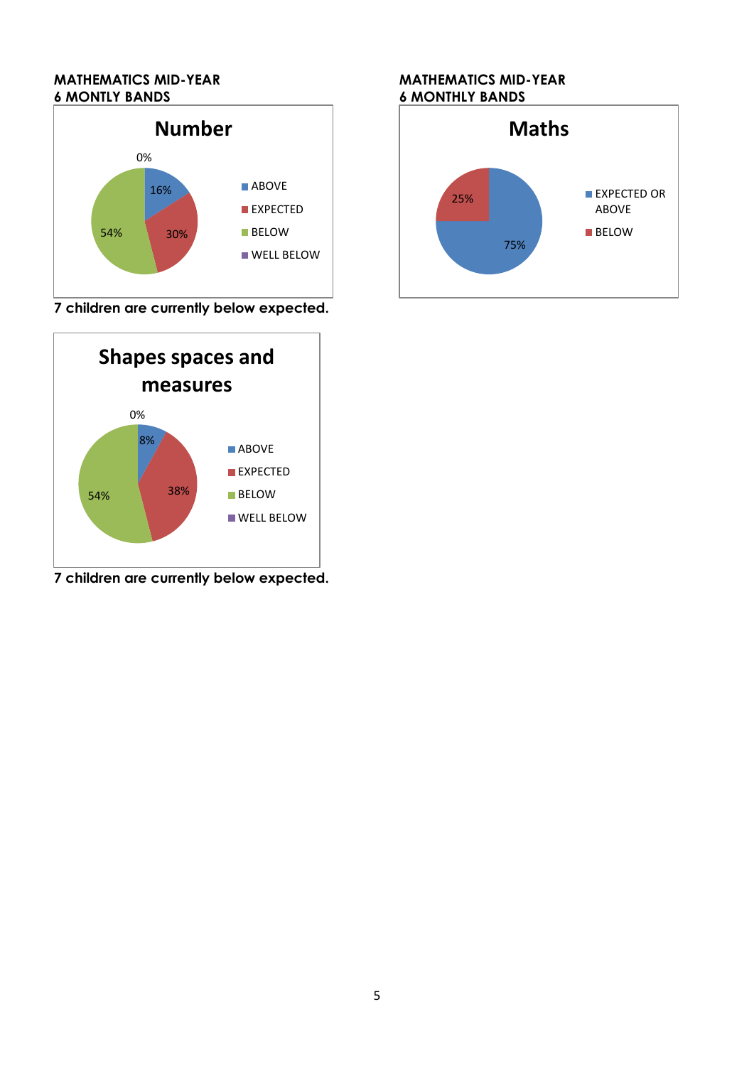**MATHEMATICS MID-YEAR**
**6 MONTLY BANDS**

Number

0%

16%

30%

54%

ABOVE

EXPECTED

BELOW

WELL BELOW

**7 children are currently below expected.**

Shapes spaces and measures

0%

8%

38%

54%

ABOVE

EXPECTED

BELOW

WELL BELOW

**7 children are currently below expected.**

**MATHEMATICS MID-YEAR**
**6 MONTHLY BANDS**

Maths

25%

75%

EXPECTED OR ABOVE

BELOW